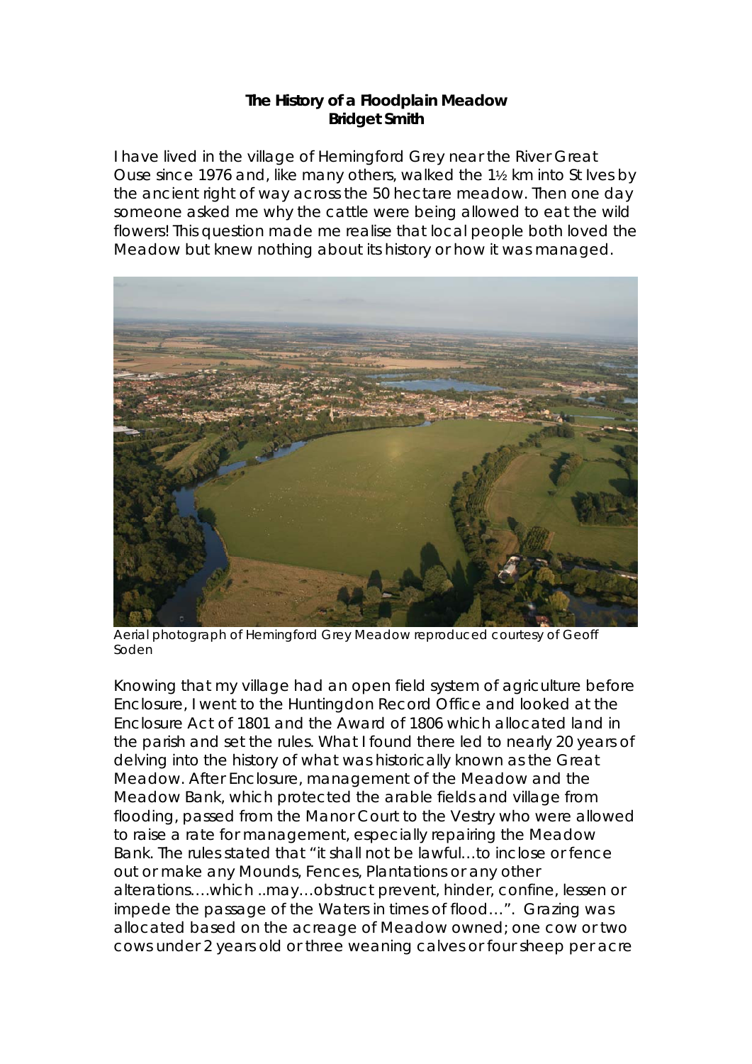# The History of a Floodplain Meadow

**Bridget Smith**

I have lived in the village of Hemingford Grey near the River Great Ouse since 1976 and, like many others, walked the 1½ km into St Ives by the ancient right of way across the 50 hectare meadow. Then one day someone asked me why the cattle were being allowed to eat the wild flowers! This question made me realise that local people both loved the Meadow but knew nothing about its history or how it was managed.

*Aerial photograph of Hemingford Grey Meadow reproduced courtesy of Geoff Soden*

Knowing that my village had an open field system of agriculture before Enclosure, I went to the Huntingdon Record Office and looked at the Enclosure Act of 1801 and the Award of 1806 which allocated land in the parish and set the rules. What I found there led to nearly 20 years of delving into the history of what was historically known as the Great Meadow. After Enclosure, management of the Meadow and the Meadow Bank, which protected the arable fields and village from flooding, passed from the Manor Court to the Vestry who were allowed to raise a rate for management, especially repairing the Meadow Bank. The rules stated that "it shall not be lawful…to inclose or fence out or make any Mounds, Fences, Plantations or any other alterations….which ..may…obstruct prevent, hinder, confine, lessen or impede the passage of the Waters in times of flood…". Grazing was allocated based on the acreage of Meadow owned; one cow or two cows under 2 years old or three weaning calves or four sheep per acre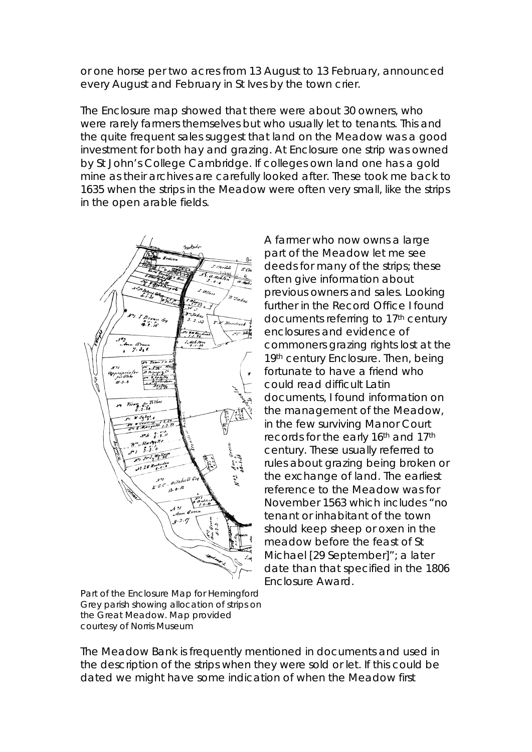or one horse per two acres from 13 August to 13 February, announced every August and February in St Ives by the town crier.

The Enclosure map showed that there were about 30 owners, who were rarely farmers themselves but who usually let to tenants. This and the quite frequent sales suggest that land on the Meadow was a good investment for both hay and grazing. At Enclosure one strip was owned by St John's College Cambridge. If colleges own land one has a gold mine as their archives are carefully looked after. These took me back to 1635 when the strips in the Meadow were often very small, like the strips in the open arable fields.

A farmer who now owns a large part of the Meadow let me see deeds for many of the strips; these often give information about previous owners and sales. Looking further in the Record Office I found documents referring to 17th century enclosures and evidence of commoners grazing rights lost at the 19th century Enclosure. Then, being fortunate to have a friend who could read difficult Latin documents, I found information on the management of the Meadow, in the few surviving Manor Court records for the early 16th and 17th century. These usually referred to rules about grazing being broken or the exchange of land. The earliest reference to the Meadow was for November 1563 which includes "no tenant or inhabitant of the town should keep sheep or oxen in the meadow before the feast of St Michael [29 September]"; a later date than that specified in the 1806 Enclosure Award.

Part of the Enclosure Map for Hemingford Grey parish showing allocation of strips on the Great Meadow. Map provided courtesy of Norris Museum

The Meadow Bank is frequently mentioned in documents and used in the description of the strips when they were sold or let. If this could be dated we might have some indication of when the Meadow first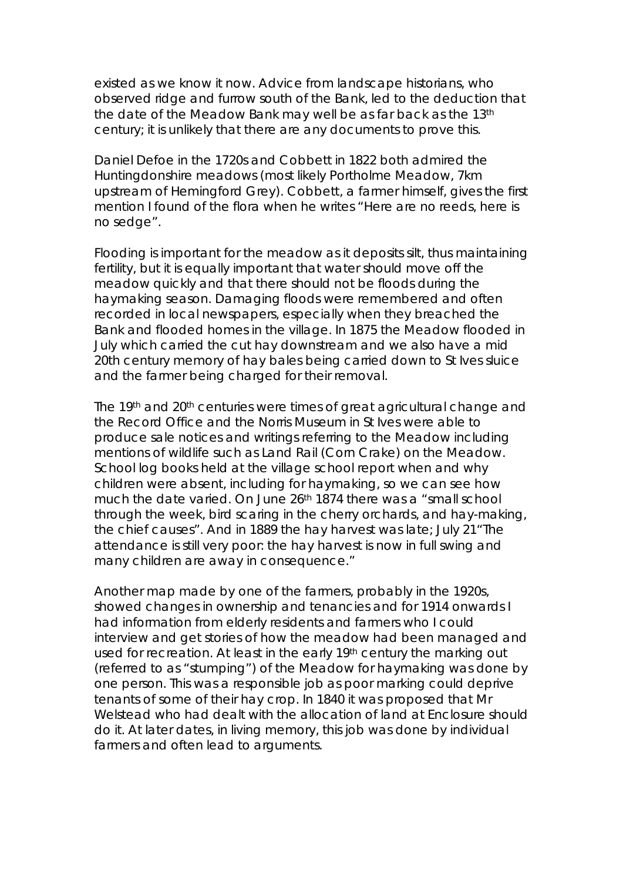existed as we know it now. Advice from landscape historians, who observed ridge and furrow south of the Bank, led to the deduction that the date of the Meadow Bank may well be as far back as the 13th century; it is unlikely that there are any documents to prove this.

Daniel Defoe in the 1720s and Cobbett in 1822 both admired the Huntingdonshire meadows (most likely Portholme Meadow, 7km upstream of Hemingford Grey). Cobbett, a farmer himself, gives the first mention I found of the flora when he writes "Here are no reeds, here is no sedge".

Flooding is important for the meadow as it deposits silt, thus maintaining fertility, but it is equally important that water should move off the meadow quickly and that there should not be floods during the haymaking season. Damaging floods were remembered and often recorded in local newspapers, especially when they breached the Bank and flooded homes in the village. In 1875 the Meadow flooded in July which carried the cut hay downstream and we also have a mid 20th century memory of hay bales being carried down to St Ives sluice and the farmer being charged for their removal.

The 19th and 20th centuries were times of great agricultural change and the Record Office and the Norris Museum in St Ives were able to produce sale notices and writings referring to the Meadow including mentions of wildlife such as Land Rail (Corn Crake) on the Meadow. School log books held at the village school report when and why children were absent, including for haymaking, so we can see how much the date varied. On June 26th 1874 there was a "small school through the week, bird scaring in the cherry orchards, and hay-making, the chief causes". And in 1889 the hay harvest was late; July 21"The attendance is still very poor: the hay harvest is now in full swing and many children are away in consequence."

Another map made by one of the farmers, probably in the 1920s, showed changes in ownership and tenancies and for 1914 onwards I had information from elderly residents and farmers who I could interview and get stories of how the meadow had been managed and used for recreation. At least in the early 19th century the marking out (referred to as "stumping") of the Meadow for haymaking was done by one person. This was a responsible job as poor marking could deprive tenants of some of their hay crop. In 1840 it was proposed that Mr Welstead who had dealt with the allocation of land at Enclosure should do it. At later dates, in living memory, this job was done by individual farmers and often lead to arguments.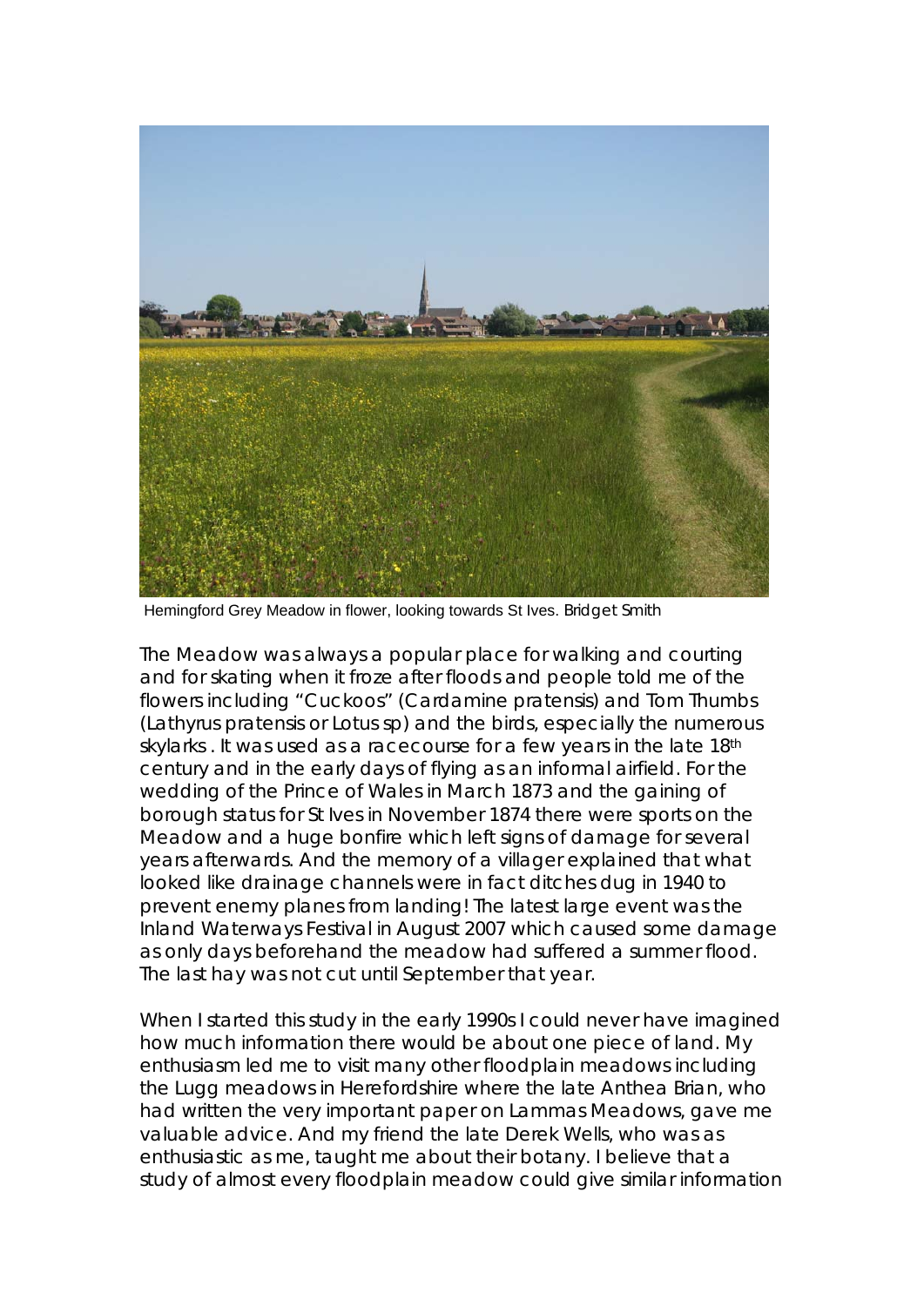Hemingford Grey Meadow in flower, looking towards St Ives. Bridget Smith

The Meadow was always a popular place for walking and courting and for skating when it froze after floods and people told me of the flowers including "Cuckoos" (Cardamine pratensis) and Tom Thumbs (Lathyrus pratensis or Lotus sp) and the birds, especially the numerous skylarks . It was used as a racecourse for a few years in the late 18th century and in the early days of flying as an informal airfield. For the wedding of the Prince of Wales in March 1873 and the gaining of borough status for St Ives in November 1874 there were sports on the Meadow and a huge bonfire which left signs of damage for several years afterwards. And the memory of a villager explained that what looked like drainage channels were in fact ditches dug in 1940 to prevent enemy planes from landing! The latest large event was the Inland Waterways Festival in August 2007 which caused some damage as only days beforehand the meadow had suffered a summer flood. The last hay was not cut until September that year.

When I started this study in the early 1990s I could never have imagined how much information there would be about one piece of land. My enthusiasm led me to visit many other floodplain meadows including the Lugg meadows in Herefordshire where the late Anthea Brian, who had written the very important paper on Lammas Meadows, gave me valuable advice. And my friend the late Derek Wells, who was as enthusiastic as me, taught me about their botany. I believe that a study of almost every floodplain meadow could give similar information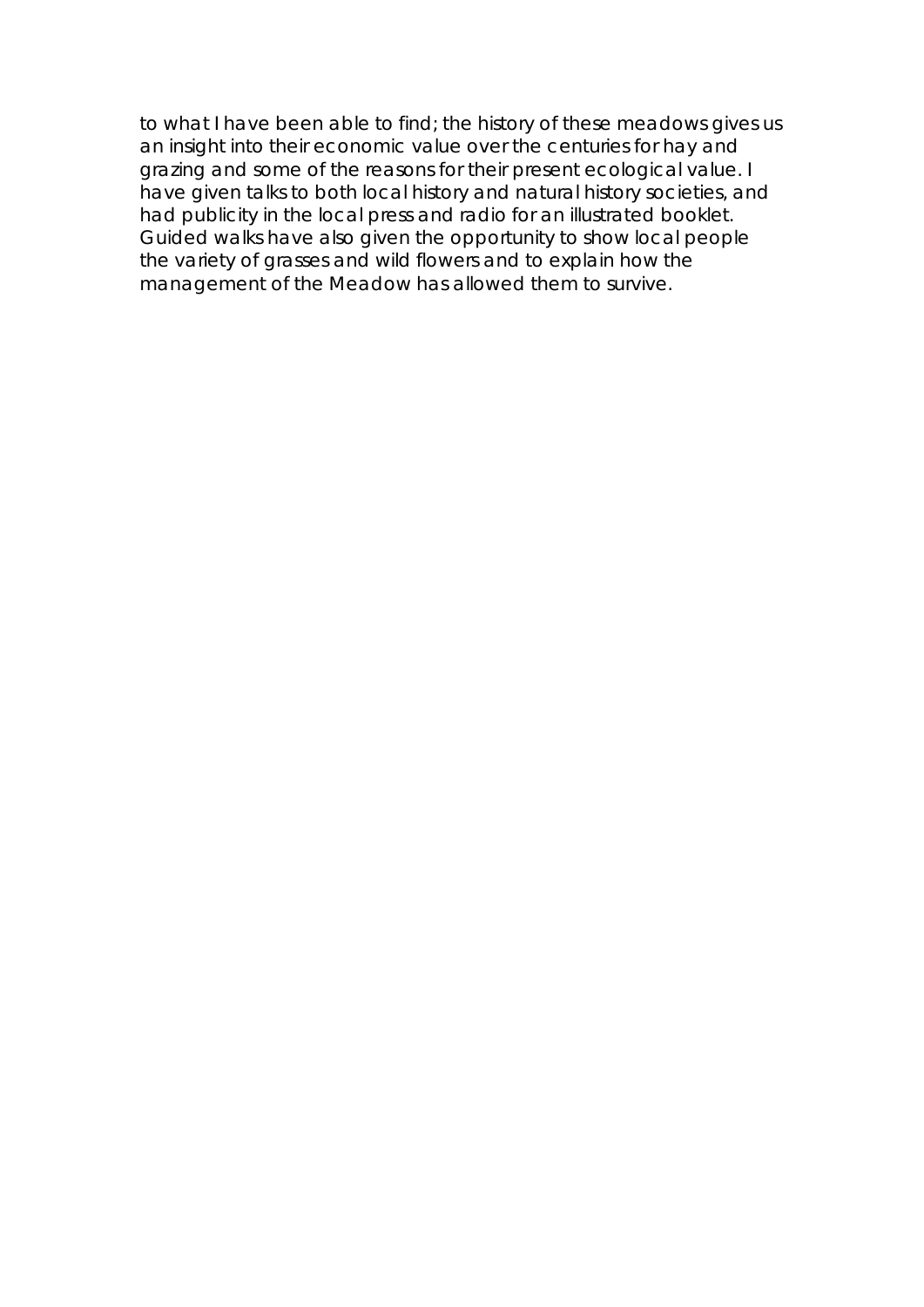to what I have been able to find; the history of these meadows gives us an insight into their economic value over the centuries for hay and grazing and some of the reasons for their present ecological value. I have given talks to both local history and natural history societies, and had publicity in the local press and radio for an illustrated booklet. Guided walks have also given the opportunity to show local people the variety of grasses and wild flowers and to explain how the management of the Meadow has allowed them to survive.